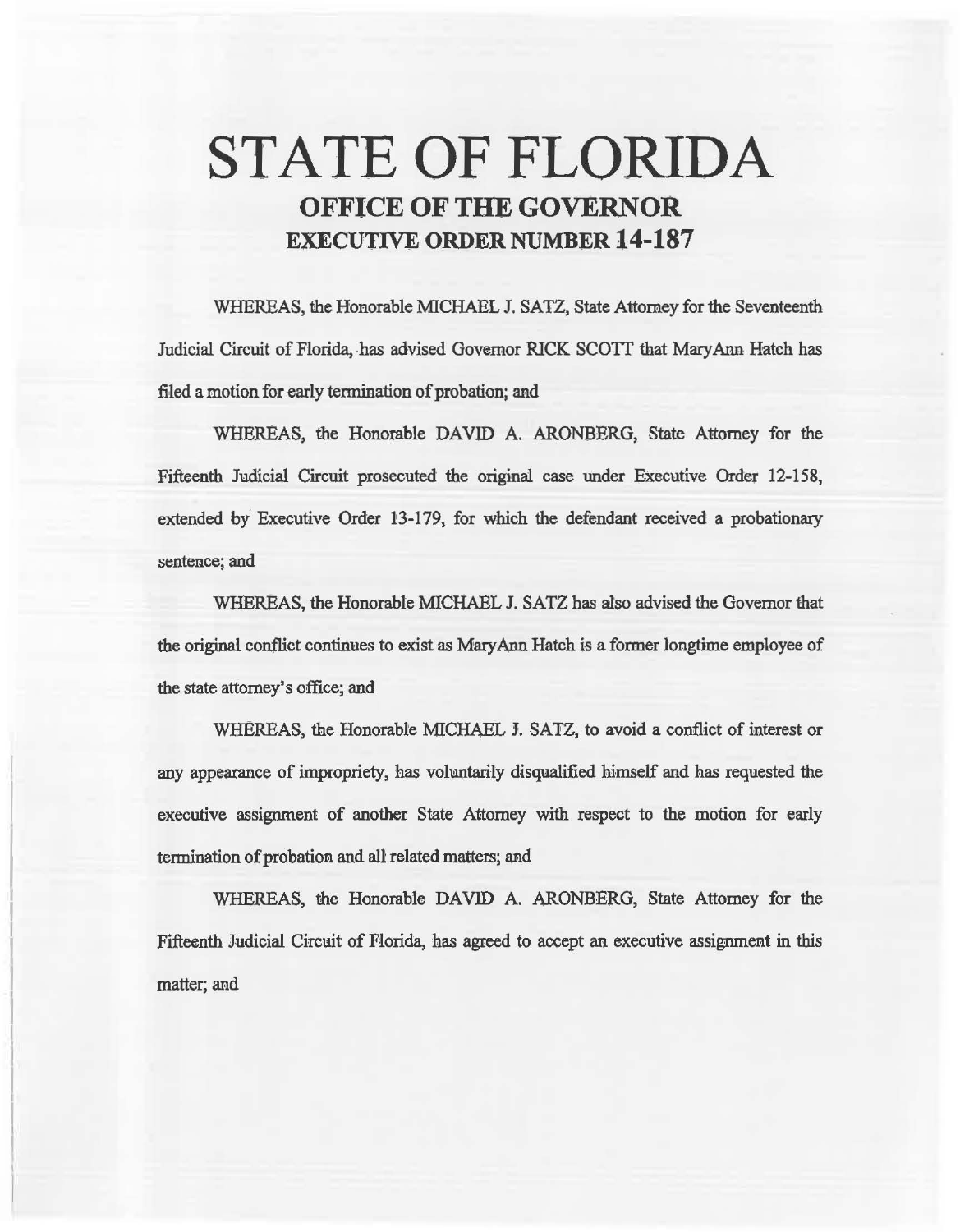# STATE OF FLORIDA

## OFFICE OF THE GOVERNOR

## EXECUTIVE ORDER NUMBER 14-187

WHEREAS, the Honorable MICHAEL J. SATZ, State Attorney for the Seventeenth Judicial Circuit of Florida, has advised Governor RICK SCOTT that MaryAnn Hatch has filed a motion for early termination of probation; and

WHEREAS, the Honorable DAVID A. ARONBERG, State Attorney for the Fifteenth Judicial Circuit prosecuted the original case under Executive Order 12-158, extended by Executive Order 13-179, for which the defendant received a probationary sentence; and

WHEREAS, the Honorable MICHAEL J. SATZ has also advised the Governor that the original conflict continues to exist as MaryAnn Hatch is a former longtime employee of the state attorney's office; and

WHEREAS, the Honorable MICHAEL J. SATZ, to avoid a conflict of interest or any appearance of impropriety, has voluntarily disqualified himself and has requested the executive assignment of another State Attorney with respect to the motion for early termination of probation and all related matters; and

WHEREAS, the Honorable DAVID A. ARONBERG, State Attorney for the Fifteenth Judicial Circuit of Florida, has agreed to accept an executive assignment in this matter; and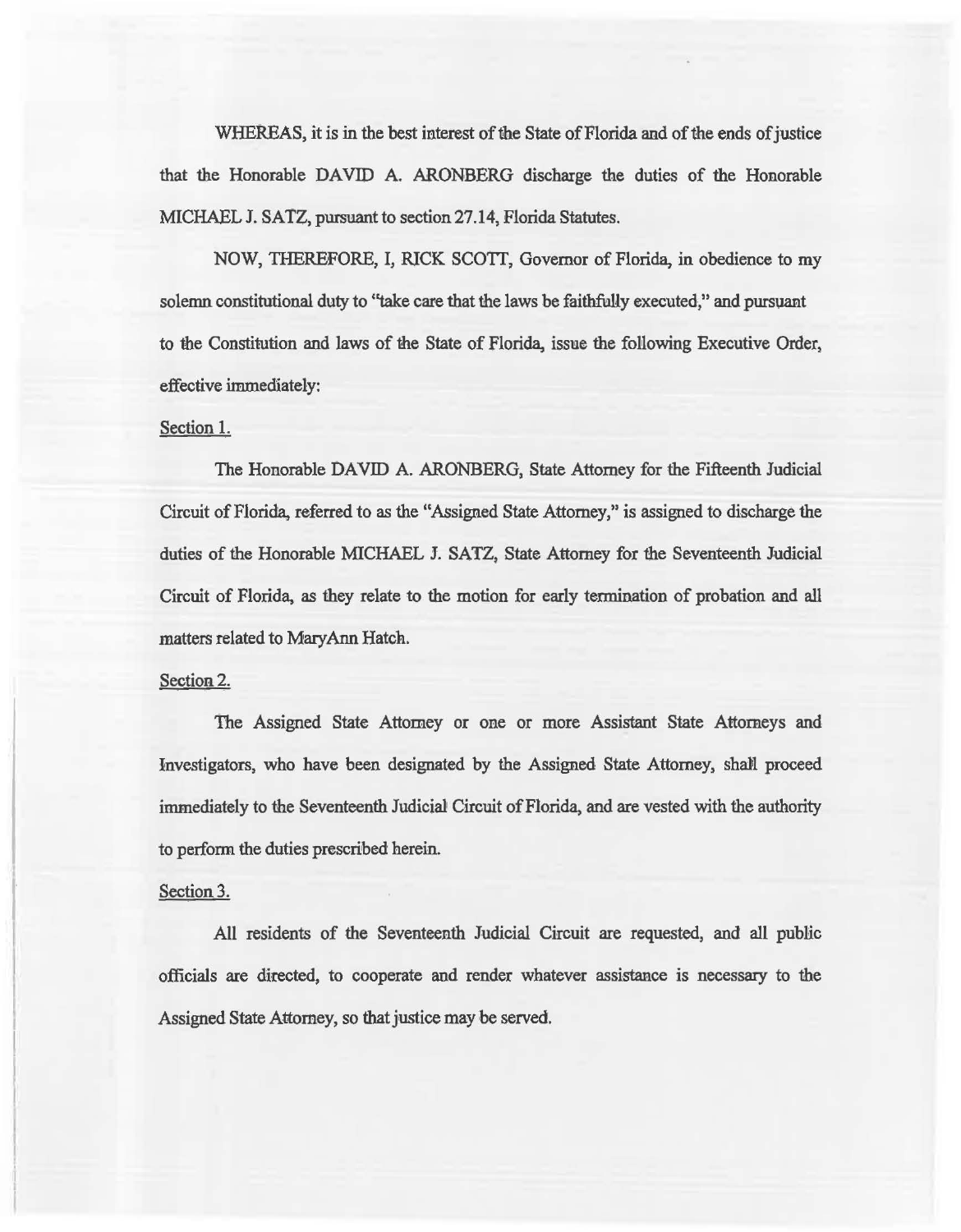WHEREAS, it is in the best interest of the State of Florida and of the ends of justice that the Honorable DAVID A. ARONBERG discharge the duties of the Honorable MICHAEL J. SATZ, pursuant to section 27.14, Florida Statutes.

NOW, THEREFORE, I, RICK SCOTT, Governor of Florida, in obedience to my solemn constitutional duty to "take care that the laws be faithfully executed," and pursuant to the Constitution and laws of the State of Florida, issue the following Executive Order, effective immediately:

Section 1.

The Honorable DAVID A. ARONBERG, State Attorney for the Fifteenth Judicial Circuit of Florida, referred to as the "Assigned State Attorney," is assigned to discharge the duties of the Honorable MICHAEL J. SATZ, State Attorney for the Seventeenth Judicial Circuit of Florida, as they relate to the motion for early termination of probation and all matters related to MaryAnn Hatch.

Section 2.

The Assigned State Attorney or one or more Assistant State Attorneys and Investigators, who have been designated by the Assigned State Attorney, shall proceed immediately to the Seventeenth Judicial Circuit of Florida, and are vested with the authority to perform the duties prescribed herein.

Section 3.

All residents of the Seventeenth Judicial Circuit are requested, and all public officials are directed, to cooperate and render whatever assistance is necessary to the Assigned State Attorney, so that justice may be served.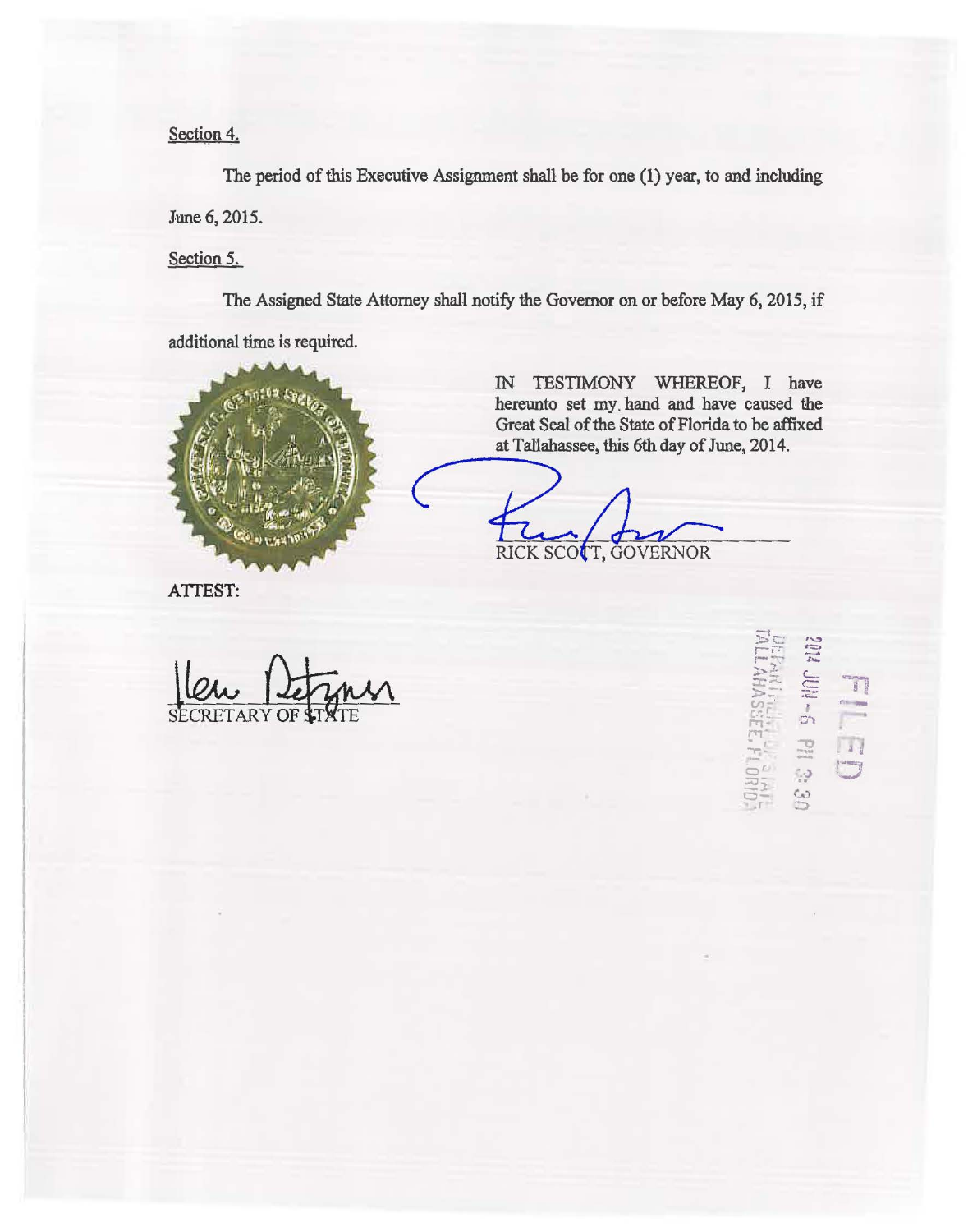Section 4.

The period of this Executive Assignment shall be for one (1) year, to and including June 6, 2015.

Section 5.

The Assigned State Attorney shall notify the Governor on or before May 6, 2015, if additional time is required.

IN TESTIMONY WHEREOF, I have hereunto set my hand and have caused the Great Seal of the State of Florida to be affixed at Tallahassee, this 6th day of June, 2014.

RICK SCOTT, GOVERNOR

ATTEST:

SECRETARY OF STATE

FILED

2014 JUN -6 PM 3:30

DEPARTMENT OF STATE
TALLAHASSEE, FLORIDA